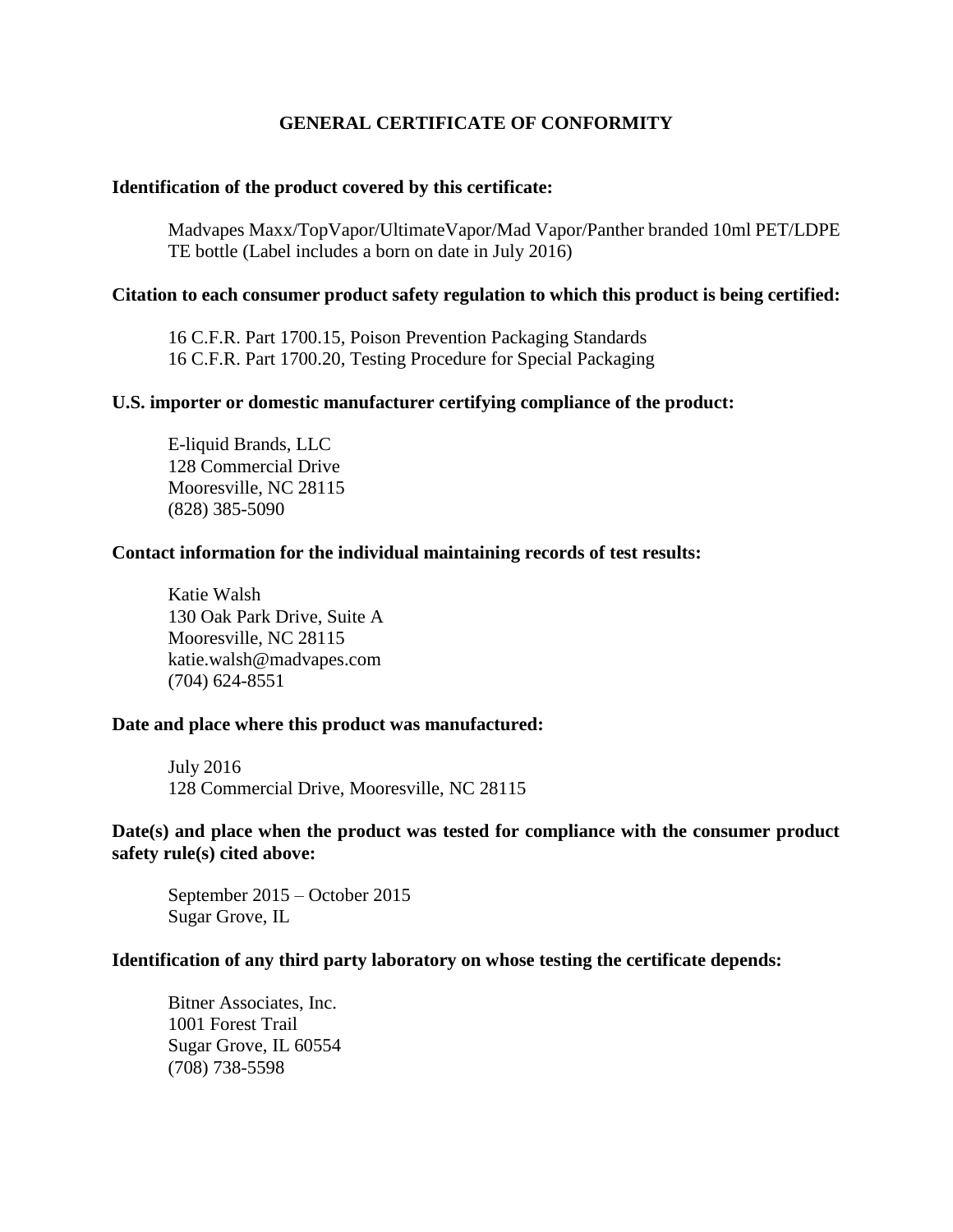# GENERAL CERTIFICATE OF CONFORMITY

**Identification of the product covered by this certificate:**

Madvapes Maxx/TopVapor/UltimateVapor/Mad Vapor/Panther branded 10ml PET/LDPE TE bottle (Label includes a born on date in July 2016)

**Citation to each consumer product safety regulation to which this product is being certified:**

16 C.F.R. Part 1700.15, Poison Prevention Packaging Standards
16 C.F.R. Part 1700.20, Testing Procedure for Special Packaging

**U.S. importer or domestic manufacturer certifying compliance of the product:**

E-liquid Brands, LLC
128 Commercial Drive
Mooresville, NC 28115
(828) 385-5090

**Contact information for the individual maintaining records of test results:**

Katie Walsh
130 Oak Park Drive, Suite A
Mooresville, NC 28115
katie.walsh@madvapes.com
(704) 624-8551

**Date and place where this product was manufactured:**

July 2016
128 Commercial Drive, Mooresville, NC 28115

**Date(s) and place when the product was tested for compliance with the consumer product safety rule(s) cited above:**

September 2015 – October 2015
Sugar Grove, IL

**Identification of any third party laboratory on whose testing the certificate depends:**

Bitner Associates, Inc.
1001 Forest Trail
Sugar Grove, IL 60554
(708) 738-5598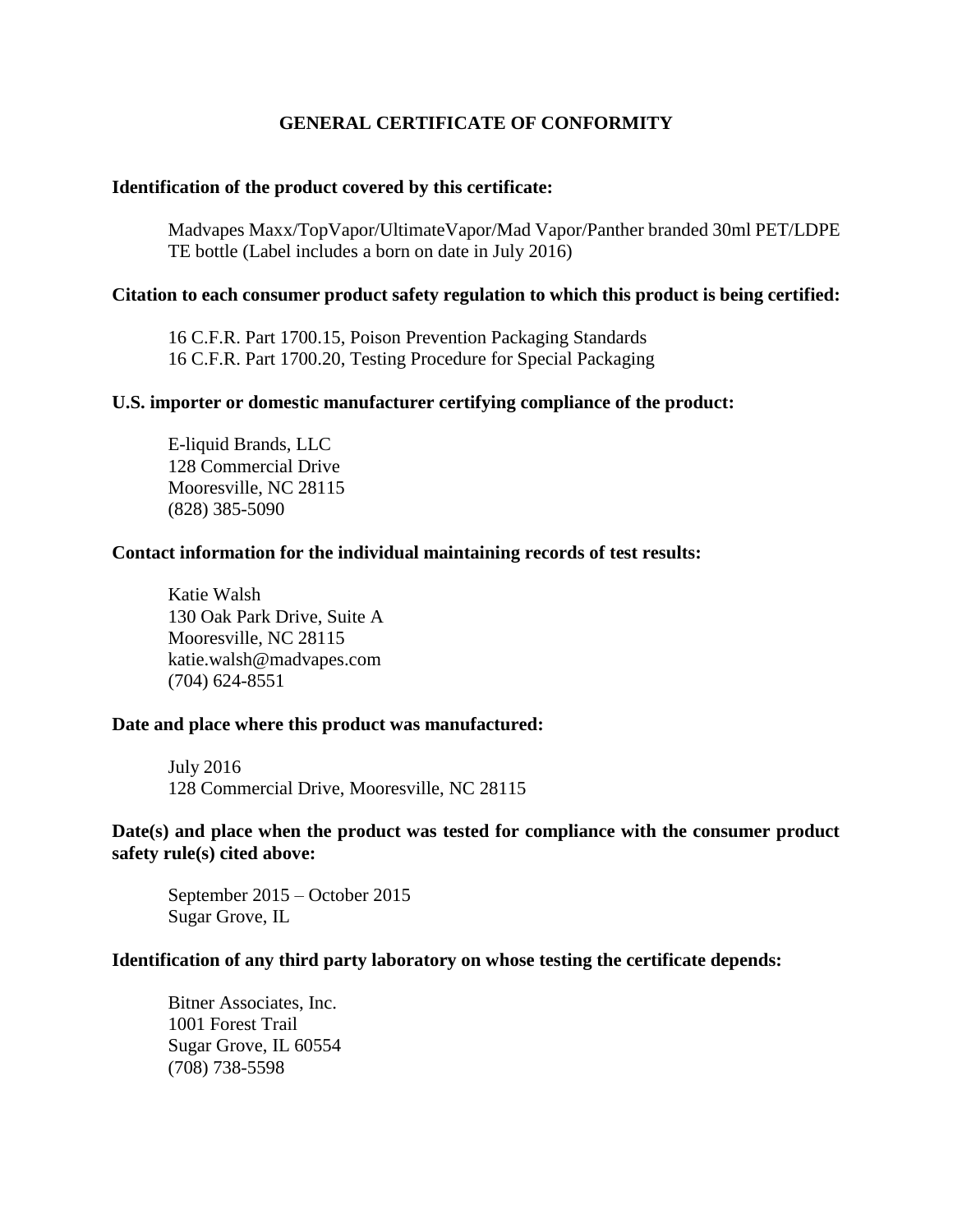# GENERAL CERTIFICATE OF CONFORMITY

**Identification of the product covered by this certificate:**

Madvapes Maxx/TopVapor/UltimateVapor/Mad Vapor/Panther branded 30ml PET/LDPE TE bottle (Label includes a born on date in July 2016)

**Citation to each consumer product safety regulation to which this product is being certified:**

16 C.F.R. Part 1700.15, Poison Prevention Packaging Standards
16 C.F.R. Part 1700.20, Testing Procedure for Special Packaging

**U.S. importer or domestic manufacturer certifying compliance of the product:**

E-liquid Brands, LLC
128 Commercial Drive
Mooresville, NC 28115
(828) 385-5090

**Contact information for the individual maintaining records of test results:**

Katie Walsh
130 Oak Park Drive, Suite A
Mooresville, NC 28115
katie.walsh@madvapes.com
(704) 624-8551

**Date and place where this product was manufactured:**

July 2016
128 Commercial Drive, Mooresville, NC 28115

**Date(s) and place when the product was tested for compliance with the consumer product safety rule(s) cited above:**

September 2015 – October 2015
Sugar Grove, IL

**Identification of any third party laboratory on whose testing the certificate depends:**

Bitner Associates, Inc.
1001 Forest Trail
Sugar Grove, IL 60554
(708) 738-5598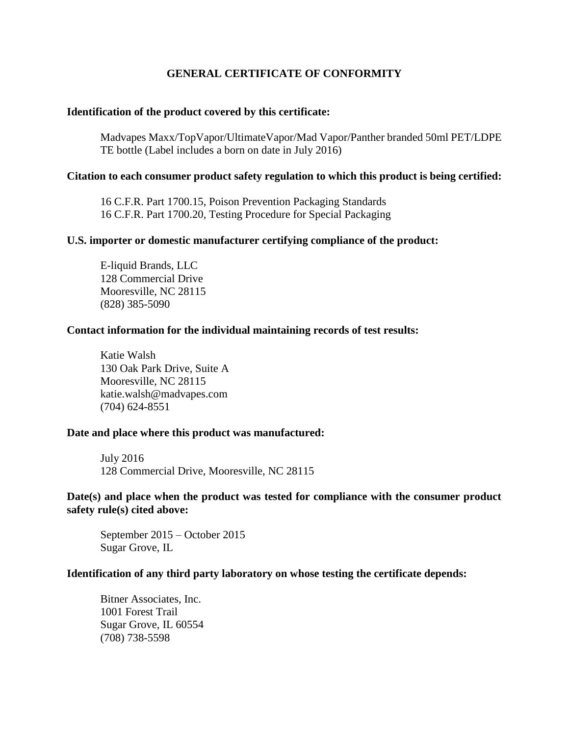# GENERAL CERTIFICATE OF CONFORMITY

**Identification of the product covered by this certificate:**

Madvapes Maxx/TopVapor/UltimateVapor/Mad Vapor/Panther branded 50ml PET/LDPE TE bottle (Label includes a born on date in July 2016)

**Citation to each consumer product safety regulation to which this product is being certified:**

16 C.F.R. Part 1700.15, Poison Prevention Packaging Standards
16 C.F.R. Part 1700.20, Testing Procedure for Special Packaging

**U.S. importer or domestic manufacturer certifying compliance of the product:**

E-liquid Brands, LLC
128 Commercial Drive
Mooresville, NC 28115
(828) 385-5090

**Contact information for the individual maintaining records of test results:**

Katie Walsh
130 Oak Park Drive, Suite A
Mooresville, NC 28115
katie.walsh@madvapes.com
(704) 624-8551

**Date and place where this product was manufactured:**

July 2016
128 Commercial Drive, Mooresville, NC 28115

**Date(s) and place when the product was tested for compliance with the consumer product safety rule(s) cited above:**

September 2015 – October 2015
Sugar Grove, IL

**Identification of any third party laboratory on whose testing the certificate depends:**

Bitner Associates, Inc.
1001 Forest Trail
Sugar Grove, IL 60554
(708) 738-5598